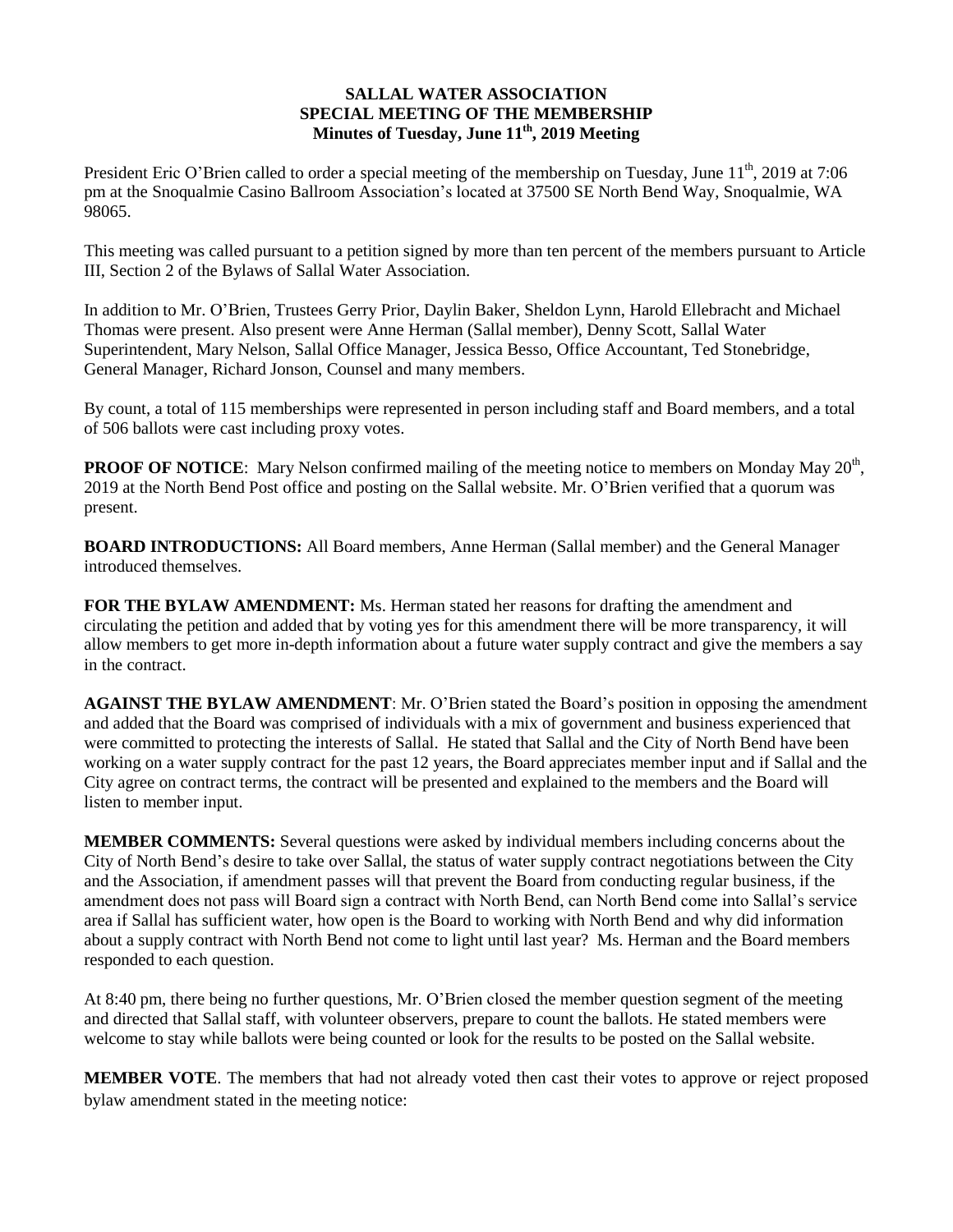**SALLAL WATER ASSOCIATION**
**SPECIAL MEETING OF THE MEMBERSHIP**
**Minutes of Tuesday, June 11th, 2019 Meeting**

President Eric O'Brien called to order a special meeting of the membership on Tuesday, June 11th, 2019 at 7:06 pm at the Snoqualmie Casino Ballroom Association's located at 37500 SE North Bend Way, Snoqualmie, WA 98065.

This meeting was called pursuant to a petition signed by more than ten percent of the members pursuant to Article III, Section 2 of the Bylaws of Sallal Water Association.

In addition to Mr. O'Brien, Trustees Gerry Prior, Daylin Baker, Sheldon Lynn, Harold Ellebracht and Michael Thomas were present. Also present were Anne Herman (Sallal member), Denny Scott, Sallal Water Superintendent, Mary Nelson, Sallal Office Manager, Jessica Besso, Office Accountant, Ted Stonebridge, General Manager, Richard Jonson, Counsel and many members.

By count, a total of 115 memberships were represented in person including staff and Board members, and a total of 506 ballots were cast including proxy votes.

**PROOF OF NOTICE**: Mary Nelson confirmed mailing of the meeting notice to members on Monday May 20th, 2019 at the North Bend Post office and posting on the Sallal website. Mr. O'Brien verified that a quorum was present.

**BOARD INTRODUCTIONS:** All Board members, Anne Herman (Sallal member) and the General Manager introduced themselves.

**FOR THE BYLAW AMENDMENT:** Ms. Herman stated her reasons for drafting the amendment and circulating the petition and added that by voting yes for this amendment there will be more transparency, it will allow members to get more in-depth information about a future water supply contract and give the members a say in the contract.

**AGAINST THE BYLAW AMENDMENT**: Mr. O'Brien stated the Board's position in opposing the amendment and added that the Board was comprised of individuals with a mix of government and business experienced that were committed to protecting the interests of Sallal. He stated that Sallal and the City of North Bend have been working on a water supply contract for the past 12 years, the Board appreciates member input and if Sallal and the City agree on contract terms, the contract will be presented and explained to the members and the Board will listen to member input.

**MEMBER COMMENTS:** Several questions were asked by individual members including concerns about the City of North Bend's desire to take over Sallal, the status of water supply contract negotiations between the City and the Association, if amendment passes will that prevent the Board from conducting regular business, if the amendment does not pass will Board sign a contract with North Bend, can North Bend come into Sallal's service area if Sallal has sufficient water, how open is the Board to working with North Bend and why did information about a supply contract with North Bend not come to light until last year? Ms. Herman and the Board members responded to each question.

At 8:40 pm, there being no further questions, Mr. O'Brien closed the member question segment of the meeting and directed that Sallal staff, with volunteer observers, prepare to count the ballots. He stated members were welcome to stay while ballots were being counted or look for the results to be posted on the Sallal website.

**MEMBER VOTE**. The members that had not already voted then cast their votes to approve or reject proposed bylaw amendment stated in the meeting notice: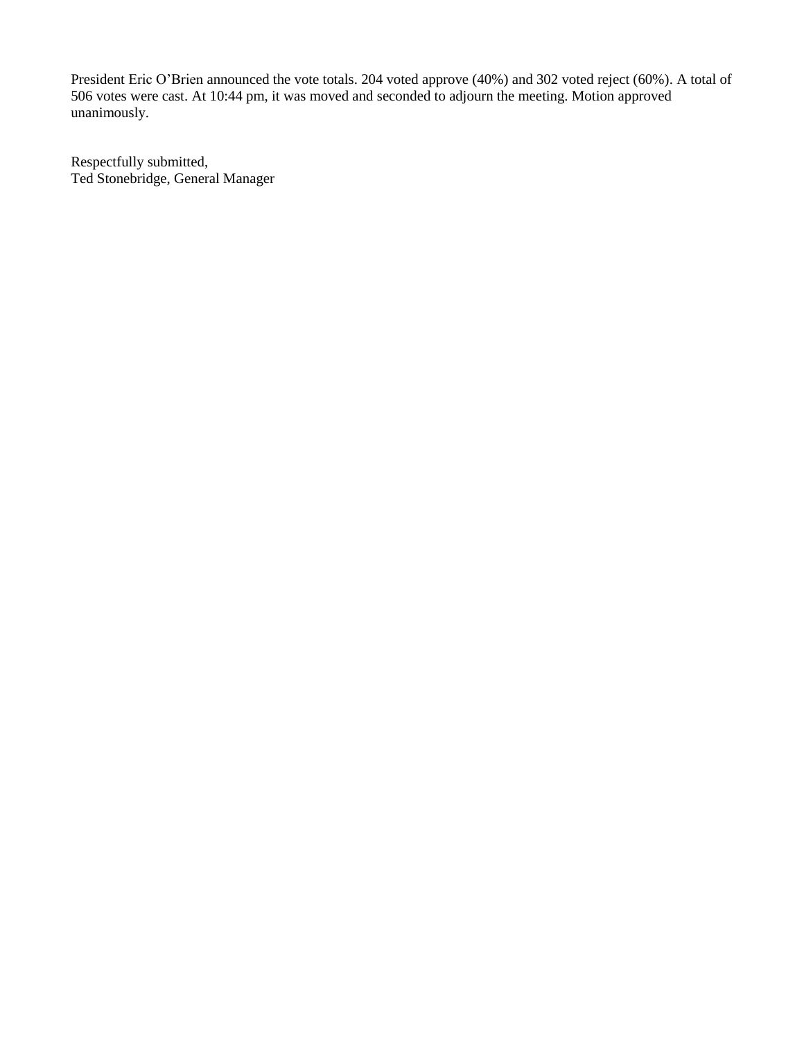President Eric O’Brien announced the vote totals. 204 voted approve (40%) and 302 voted reject (60%). A total of 506 votes were cast. At 10:44 pm, it was moved and seconded to adjourn the meeting. Motion approved unanimously.

Respectfully submitted,  
Ted Stonebridge, General Manager